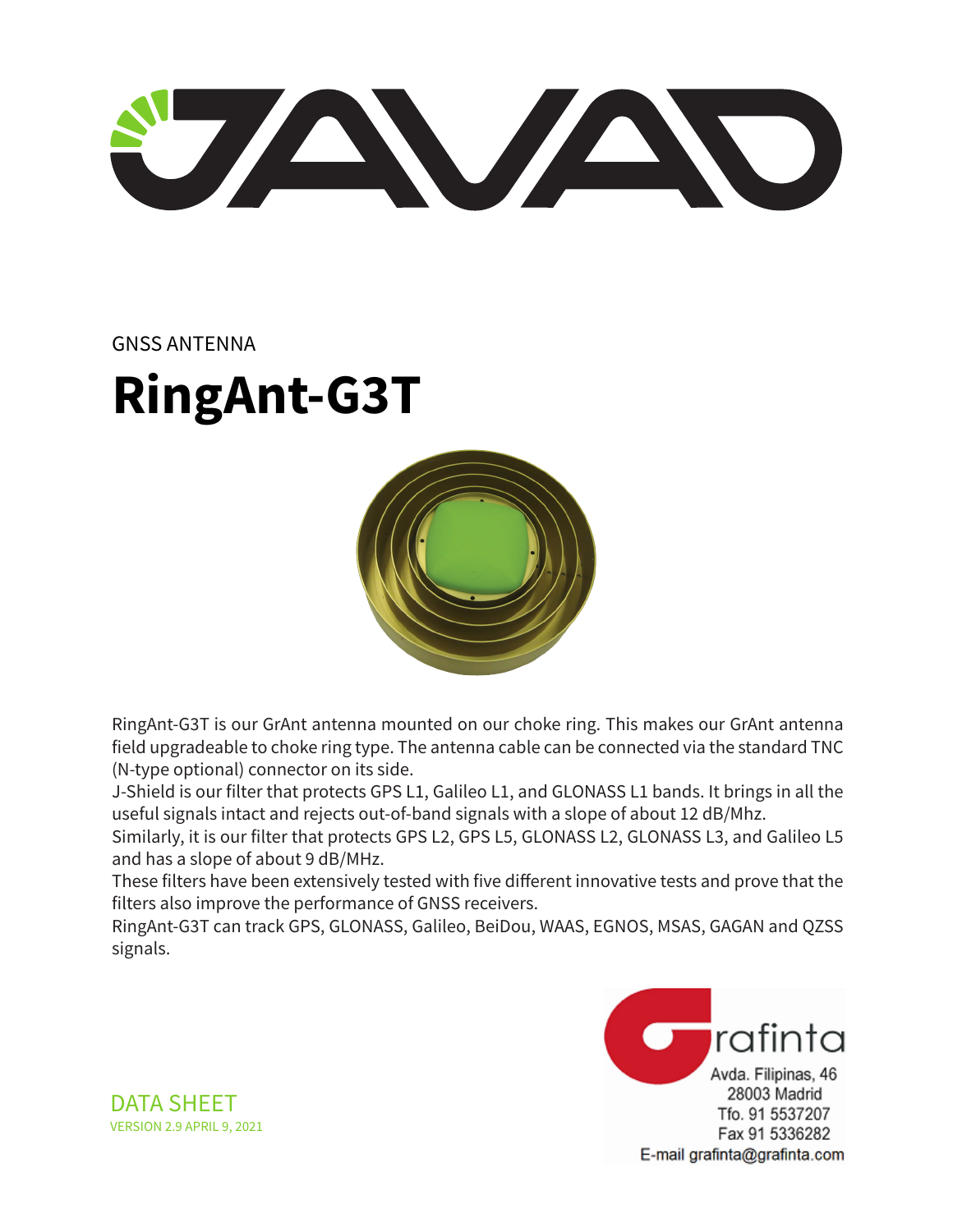GNSS ANTENNA

# RingAnt-G3T

RingAnt-G3T is our GrAnt antenna mounted on our choke ring. This makes our GrAnt antenna field upgradeable to choke ring type. The antenna cable can be connected via the standard TNC (N-type optional) connector on its side.

J-Shield is our filter that protects GPS L1, Galileo L1, and GLONASS L1 bands. It brings in all the useful signals intact and rejects out-of-band signals with a slope of about 12 dB/Mhz.

Similarly, it is our filter that protects GPS L2, GPS L5, GLONASS L2, GLONASS L3, and Galileo L5 and has a slope of about 9 dB/MHz.

These filters have been extensively tested with five different innovative tests and prove that the filters also improve the performance of GNSS receivers.

RingAnt-G3T can track GPS, GLONASS, Galileo, BeiDou, WAAS, EGNOS, MSAS, GAGAN and QZSS signals.

Grafinta
Avda. Filipinas, 46
28003 Madrid
Tfo. 91 5537207
Fax 91 5336282
E-mail grafinta@grafinta.com

DATA SHEET
VERSION 2.9 APRIL 9, 2021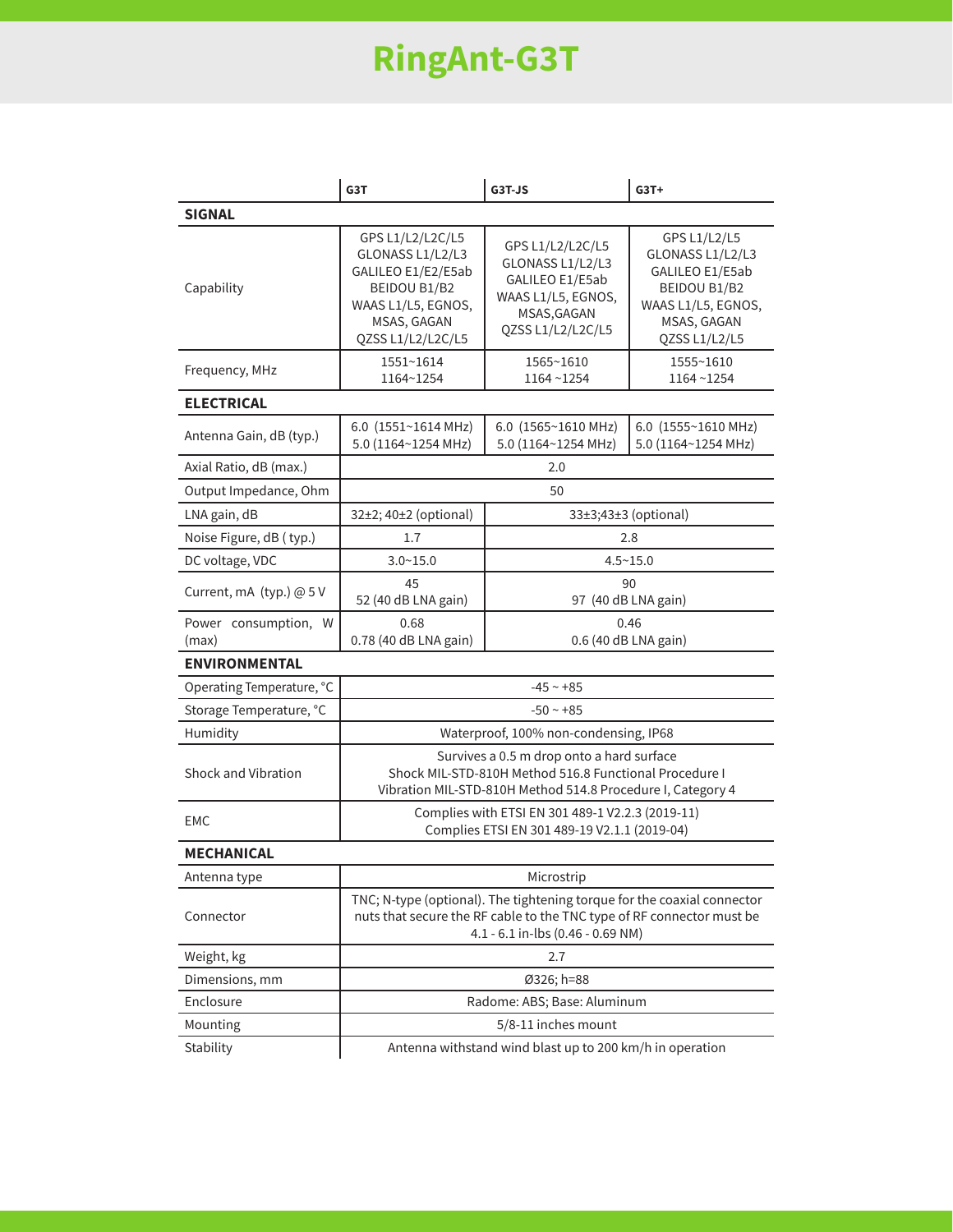# RingAnt-G3T

| | G3T | G3T-JS | G3T+ |
|---|---|---|---|
| **SIGNAL** | | | |
| Capability | GPS L1/L2/L2C/L5<br>GLONASS L1/L2/L3<br>GALILEO E1/E2/E5ab<br>BEIDOU B1/B2<br>WAAS L1/L5, EGNOS, MSAS, GAGAN<br>QZSS L1/L2/L2C/L5 | GPS L1/L2/L2C/L5<br>GLONASS L1/L2/L3<br>GALILEO E1/E5ab<br>WAAS L1/L5, EGNOS, MSAS,GAGAN<br>QZSS L1/L2/L2C/L5 | GPS L1/L2/L5<br>GLONASS L1/L2/L3<br>GALILEO E1/E5ab<br>BEIDOU B1/B2<br>WAAS L1/L5, EGNOS, MSAS, GAGAN<br>QZSS L1/L2/L5 |
| Frequency, MHz | 1551~1614<br>1164~1254 | 1565~1610<br>1164 ~1254 | 1555~1610<br>1164 ~1254 |
| **ELECTRICAL** | | | |
| Antenna Gain, dB (typ.) | 6.0 (1551~1614 MHz)<br>5.0 (1164~1254 MHz) | 6.0 (1565~1610 MHz)<br>5.0 (1164~1254 MHz) | 6.0 (1555~1610 MHz)<br>5.0 (1164~1254 MHz) |
| Axial Ratio, dB (max.) | 2.0 | | |
| Output Impedance, Ohm | 50 | | |
| LNA gain, dB | 32±2; 40±2 (optional) | 33±3;43±3 (optional) | |
| Noise Figure, dB ( typ.) | 1.7 | 2.8 | |
| DC voltage, VDC | 3.0~15.0 | 4.5~15.0 | |
| Current, mA (typ.) @ 5 V | 45<br>52 (40 dB LNA gain) | 90<br>97 (40 dB LNA gain) | |
| Power consumption, W (max) | 0.68<br>0.78 (40 dB LNA gain) | 0.46<br>0.6 (40 dB LNA gain) | |
| **ENVIRONMENTAL** | | | |
| Operating Temperature, °C | -45 ~ +85 | | |
| Storage Temperature, °C | -50 ~ +85 | | |
| Humidity | Waterproof, 100% non-condensing, IP68 | | |
| Shock and Vibration | Survives a 0.5 m drop onto a hard surface<br>Shock MIL-STD-810H Method 516.8 Functional Procedure I<br>Vibration MIL-STD-810H Method 514.8 Procedure I, Category 4 | | |
| EMC | Complies with ETSI EN 301 489-1 V2.2.3 (2019-11)<br>Complies ETSI EN 301 489-19 V2.1.1 (2019-04) | | |
| **MECHANICAL** | | | |
| Antenna type | Microstrip | | |
| Connector | TNC; N-type (optional). The tightening torque for the coaxial connector nuts that secure the RF cable to the TNC type of RF connector must be 4.1 - 6.1 in-lbs (0.46 - 0.69 NM) | | |
| Weight, kg | 2.7 | | |
| Dimensions, mm | Ø326; h=88 | | |
| Enclosure | Radome: ABS; Base: Aluminum | | |
| Mounting | 5/8-11 inches mount | | |
| Stability | Antenna withstand wind blast up to 200 km/h in operation | | |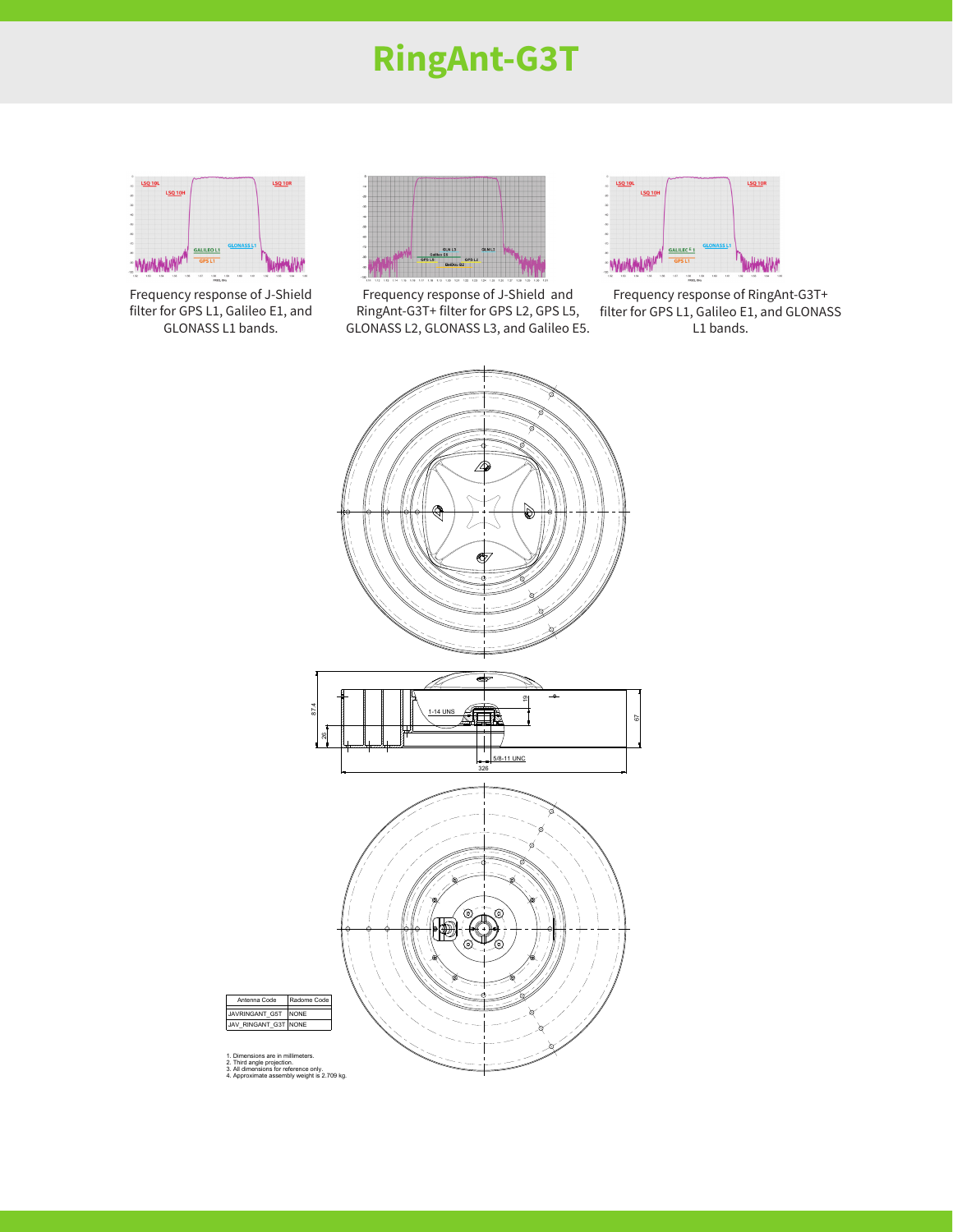# RingAnt-G3T

Frequency response of J-Shield filter for GPS L1, Galileo E1, and GLONASS L1 bands.

Frequency response of J-Shield and RingAnt-G3T+ filter for GPS L2, GPS L5, GLONASS L2, GLONASS L3, and Galileo E5.

Frequency response of RingAnt-G3T+ filter for GPS L1, Galileo E1, and GLONASS L1 bands.

| Antenna Code | Radome Code |
| --- | --- |
| JAVRINGANT_G5T | NONE |
| JAV_RINGANT_G3T | NONE |

1. Dimensions are in millimeters.
2. Third angle projection.
3. All dimensions for reference only.
4. Approximate assembly weight is 2.709 kg.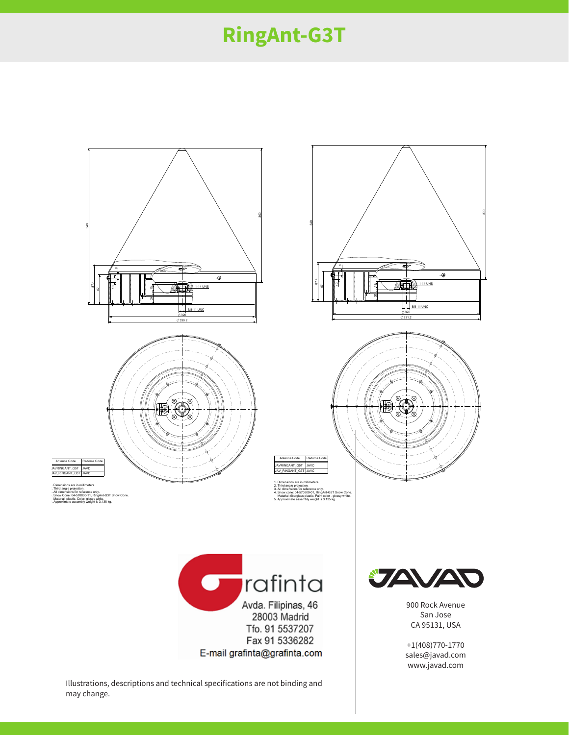# RingAnt-G3T

349

300

87.4

67

1-14 UNS

5/8-11 UNC

∅326

∅330.2

| Antenna Code | Radome Code |
|---|---|
| JAVRINGANT_G5T | JAVD |
| JAV_RINGANT_G3T | JAVD |

. Dimensions are in millimeters.
. Third angle projection.
. All dimensions for reference only.
. Snow Cone: 04-570800-11, RingAnt-G3T Snow Cone.
  Material: plastic. Color: glossy white.
. Approximate assembly weight is 3.138 kg.

349

300

87.4

67

1-14 UNS

5/8-11 UNC

∅326

∅331.2

| Antenna Code | Radome Code |
|---|---|
| JAVRINGANT_G5T | JAVC |
| JAV_RINGANT_G3T | JAVC |

1. Dimensions are in millimeters.
2. Third angle projection.
3. All dimensions for reference only.
4. Snow cone: 04-570800-01, RingAnt-G3T Snow Cone.
   Material: fiberglass plastic. Paint color - glossy white.
5. Approximate assembly weight is 3.135 kg.

Grafinta
Avda. Filipinas, 46
28003 Madrid
Tfo. 91 5537207
Fax 91 5336282
E-mail grafinta@grafinta.com

JAVAD

900 Rock Avenue
San Jose
CA 95131, USA

+1(408)770-1770
sales@javad.com
www.javad.com

Illustrations, descriptions and technical specifications are not binding and may change.